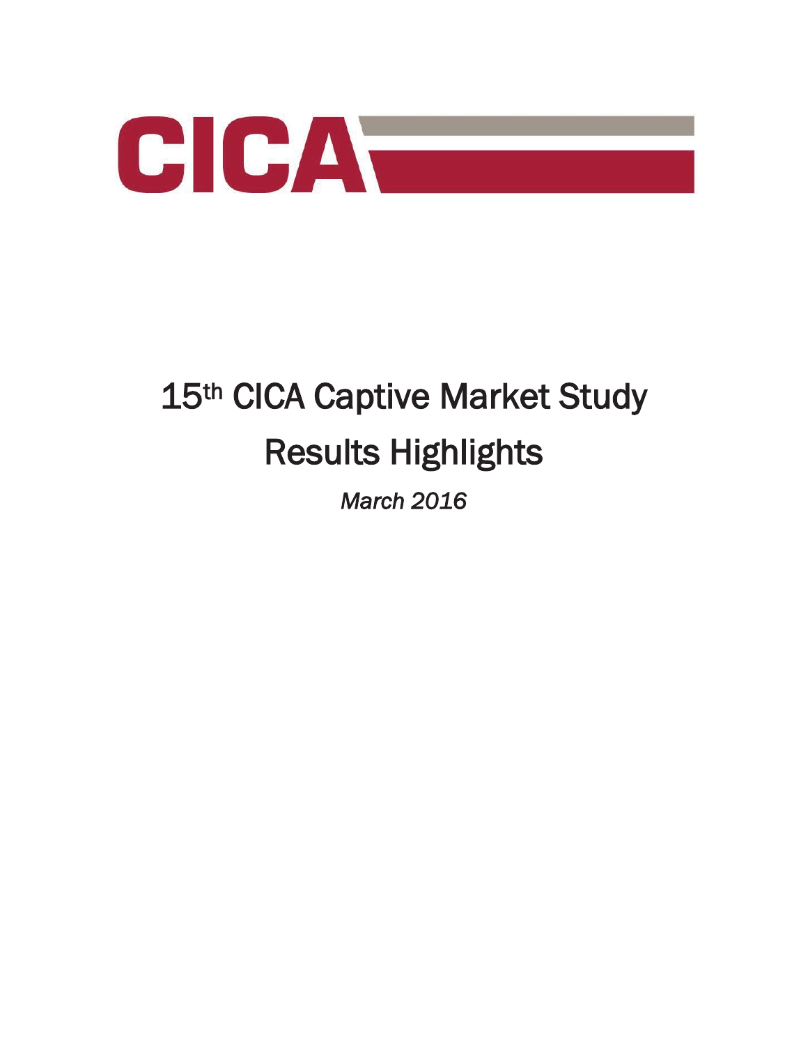CICA

# 15th CICA Captive Market Study

# Results Highlights

*March 2016*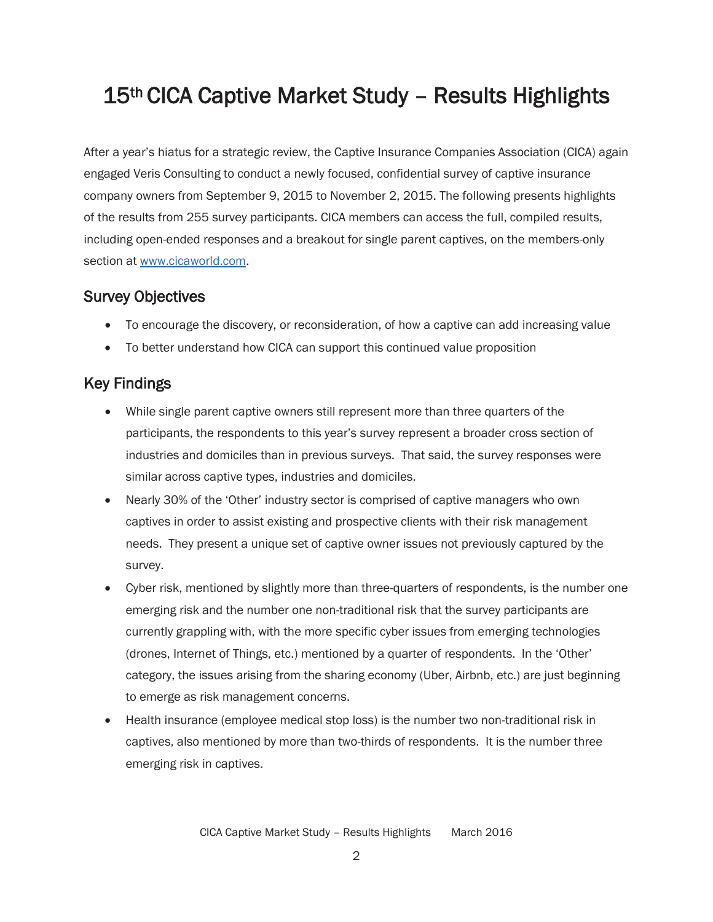# 15th CICA Captive Market Study – Results Highlights

After a year's hiatus for a strategic review, the Captive Insurance Companies Association (CICA) again engaged Veris Consulting to conduct a newly focused, confidential survey of captive insurance company owners from September 9, 2015 to November 2, 2015. The following presents highlights of the results from 255 survey participants. CICA members can access the full, compiled results, including open-ended responses and a breakout for single parent captives, on the members-only section at www.cicaworld.com.

## Survey Objectives

- To encourage the discovery, or reconsideration, of how a captive can add increasing value
- To better understand how CICA can support this continued value proposition

## Key Findings

- While single parent captive owners still represent more than three quarters of the participants, the respondents to this year's survey represent a broader cross section of industries and domiciles than in previous surveys. That said, the survey responses were similar across captive types, industries and domiciles.
- Nearly 30% of the 'Other' industry sector is comprised of captive managers who own captives in order to assist existing and prospective clients with their risk management needs. They present a unique set of captive owner issues not previously captured by the survey.
- Cyber risk, mentioned by slightly more than three-quarters of respondents, is the number one emerging risk and the number one non-traditional risk that the survey participants are currently grappling with, with the more specific cyber issues from emerging technologies (drones, Internet of Things, etc.) mentioned by a quarter of respondents. In the 'Other' category, the issues arising from the sharing economy (Uber, Airbnb, etc.) are just beginning to emerge as risk management concerns.
- Health insurance (employee medical stop loss) is the number two non-traditional risk in captives, also mentioned by more than two-thirds of respondents. It is the number three emerging risk in captives.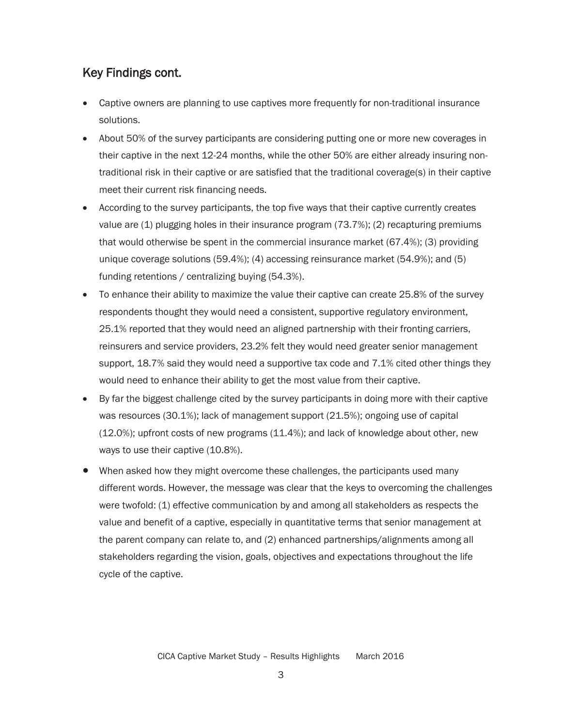## Key Findings cont.

- Captive owners are planning to use captives more frequently for non-traditional insurance solutions.
- About 50% of the survey participants are considering putting one or more new coverages in their captive in the next 12-24 months, while the other 50% are either already insuring non-traditional risk in their captive or are satisfied that the traditional coverage(s) in their captive meet their current risk financing needs.
- According to the survey participants, the top five ways that their captive currently creates value are (1) plugging holes in their insurance program (73.7%); (2) recapturing premiums that would otherwise be spent in the commercial insurance market (67.4%); (3) providing unique coverage solutions (59.4%); (4) accessing reinsurance market (54.9%); and (5) funding retentions / centralizing buying (54.3%).
- To enhance their ability to maximize the value their captive can create 25.8% of the survey respondents thought they would need a consistent, supportive regulatory environment, 25.1% reported that they would need an aligned partnership with their fronting carriers, reinsurers and service providers, 23.2% felt they would need greater senior management support, 18.7% said they would need a supportive tax code and 7.1% cited other things they would need to enhance their ability to get the most value from their captive.
- By far the biggest challenge cited by the survey participants in doing more with their captive was resources (30.1%); lack of management support (21.5%); ongoing use of capital (12.0%); upfront costs of new programs (11.4%); and lack of knowledge about other, new ways to use their captive (10.8%).
- When asked how they might overcome these challenges, the participants used many different words. However, the message was clear that the keys to overcoming the challenges were twofold: (1) effective communication by and among all stakeholders as respects the value and benefit of a captive, especially in quantitative terms that senior management at the parent company can relate to, and (2) enhanced partnerships/alignments among all stakeholders regarding the vision, goals, objectives and expectations throughout the life cycle of the captive.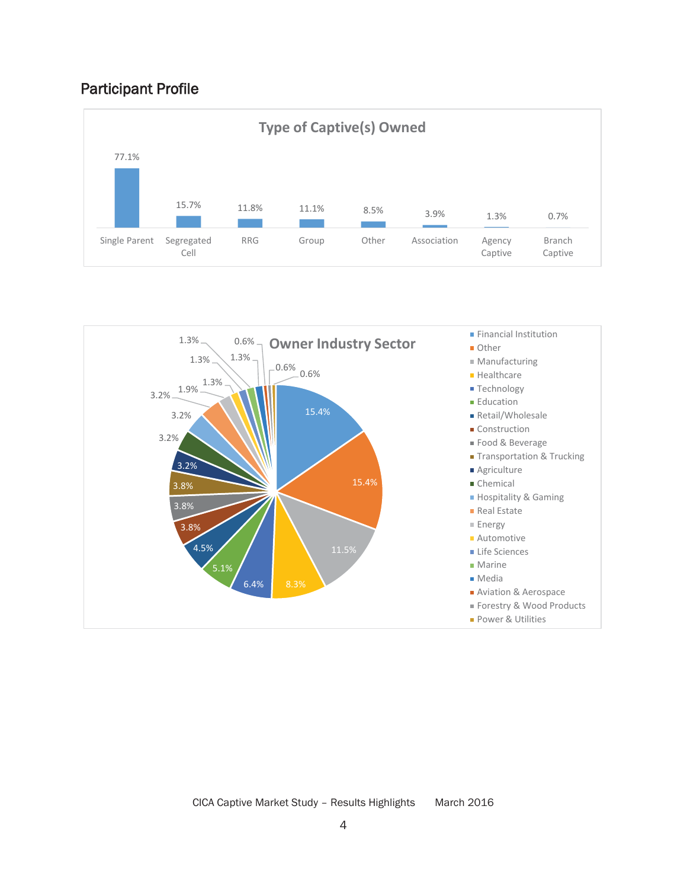## Participant Profile

**Type of Captive(s) Owned**

| Type | Percentage |
|---|---|
| Single Parent | 77.1% |
| Segregated Cell | 15.7% |
| RRG | 11.8% |
| Group | 11.1% |
| Other | 8.5% |
| Association | 3.9% |
| Agency Captive | 1.3% |
| Branch Captive | 0.7% |

**Owner Industry Sector**

| Sector | Percentage |
|---|---|
| Financial Institution | 15.4% |
| Other | 15.4% |
| Manufacturing | 11.5% |
| Healthcare | 8.3% |
| Technology | 6.4% |
| Education | 5.1% |
| Retail/Wholesale | 4.5% |
| Construction | 3.8% |
| Food & Beverage | 3.8% |
| Transportation & Trucking | 3.8% |
| Agriculture | 3.2% |
| Chemical | 3.2% |
| Hospitality & Gaming | 3.2% |
| Real Estate | 3.2% |
| Energy | 1.9% |
| Automotive | 1.3% |
| Life Sciences | 1.3% |
| Marine | 1.3% |
| Media | 1.3% |
| Aviation & Aerospace | 0.6% |
| Forestry & Wood Products | 0.6% |
| Power & Utilities | 0.6% |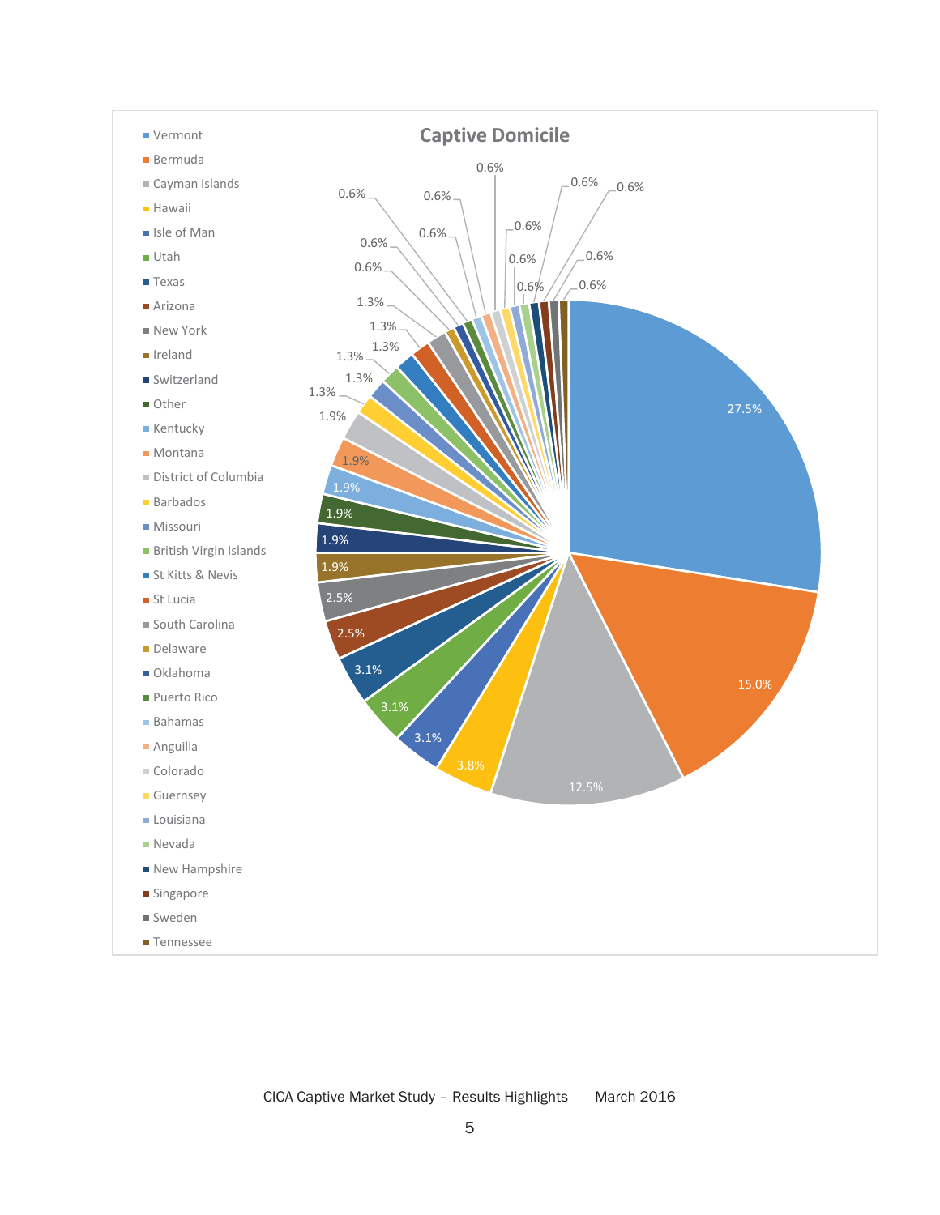## Captive Domicile

| Domicile | Percentage |
| --- | --- |
| Vermont | 27.5% |
| Bermuda | 15.0% |
| Cayman Islands | 12.5% |
| Hawaii | 3.8% |
| Isle of Man | 3.1% |
| Utah | 3.1% |
| Texas | 3.1% |
| Arizona | 2.5% |
| New York | 2.5% |
| Ireland | 1.9% |
| Switzerland | 1.9% |
| Other | 1.9% |
| Kentucky | 1.9% |
| Montana | 1.9% |
| District of Columbia | 1.9% |
| Barbados | 1.3% |
| Missouri | 1.3% |
| British Virgin Islands | 1.3% |
| St Kitts & Nevis | 1.3% |
| St Lucia | 1.3% |
| South Carolina | 1.3% |
| Delaware | 0.6% |
| Oklahoma | 0.6% |
| Puerto Rico | 0.6% |
| Bahamas | 0.6% |
| Anguilla | 0.6% |
| Colorado | 0.6% |
| Guernsey | 0.6% |
| Louisiana | 0.6% |
| Nevada | 0.6% |
| New Hampshire | 0.6% |
| Singapore | 0.6% |
| Sweden | 0.6% |
| Tennessee | 0.6% |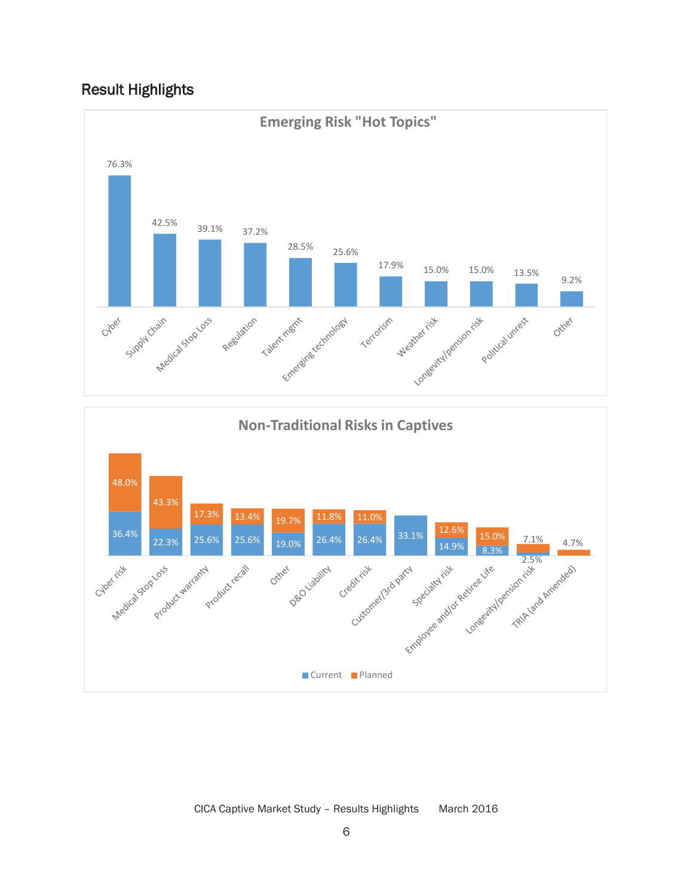## Result Highlights

**Emerging Risk "Hot Topics"**

| Risk | % |
|---|---|
| Cyber | 76.3% |
| Supply Chain | 42.5% |
| Medical Stop Loss | 39.1% |
| Regulation | 37.2% |
| Talent mgmt | 28.5% |
| Emerging technology | 25.6% |
| Terrorism | 17.9% |
| Weather risk | 15.0% |
| Longevity/pension risk | 15.0% |
| Political unrest | 13.5% |
| Other | 9.2% |

**Non-Traditional Risks in Captives**

| Risk | Current | Planned |
|---|---|---|
| Cyber risk | 36.4% | 48.0% |
| Medical Stop Loss | 22.3% | 43.3% |
| Product warranty | 25.6% | 17.3% |
| Product recall | 25.6% | 13.4% |
| Other | 19.0% | 19.7% |
| D&O Liability | 26.4% | 11.8% |
| Credit risk | 26.4% | 11.0% |
| Customer/3rd party | 33.1% | |
| Specialty risk | 14.9% | 12.6% |
| Employee and/or Retiree Life | 8.3% | 15.0% |
| Longevity/pension risk | 2.5% | 7.1% |
| TRIA (and Amended) | | 4.7% |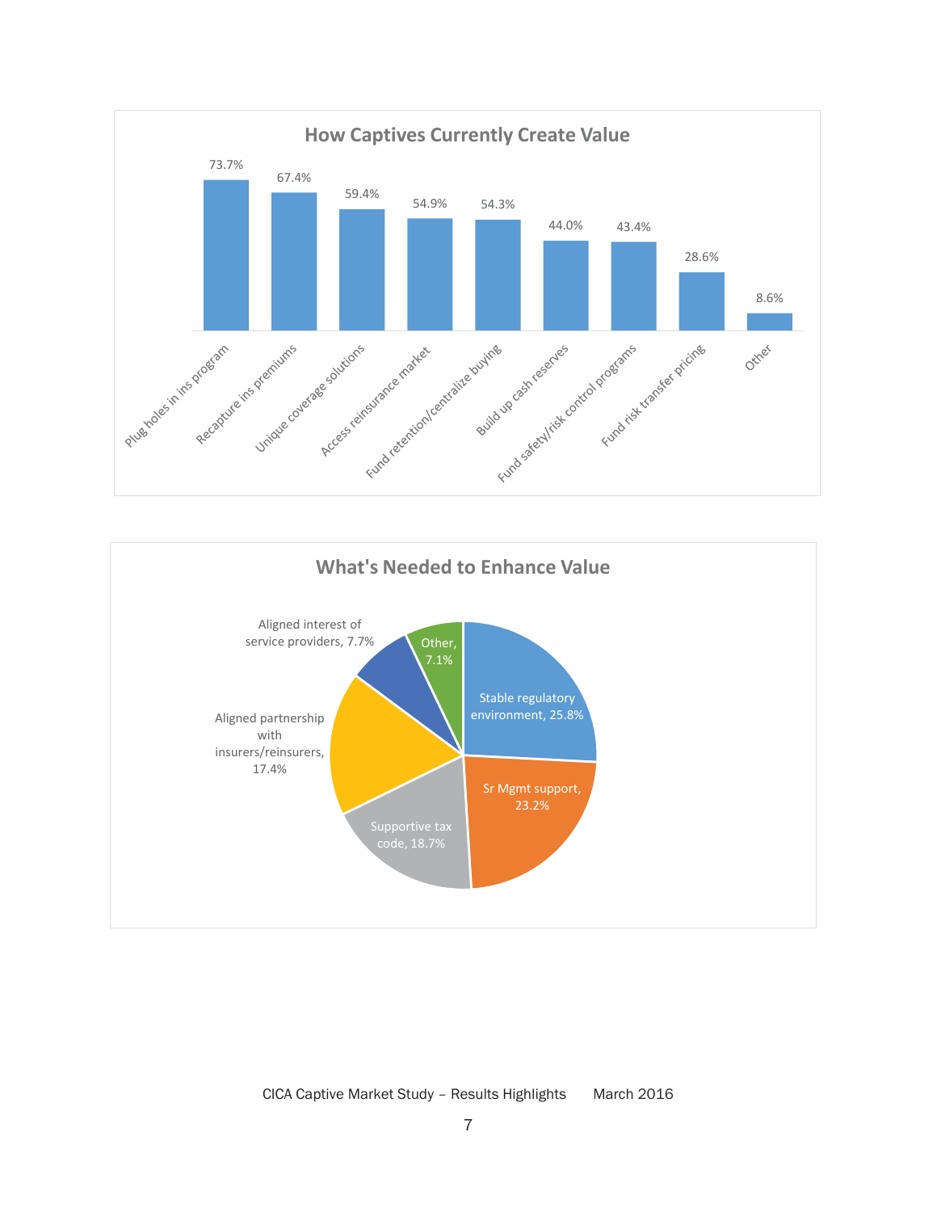## How Captives Currently Create Value

| Category | Percentage |
|---|---|
| Plug holes in ins program | 73.7% |
| Recapture ins premiums | 67.4% |
| Unique coverage solutions | 59.4% |
| Access reinsurance market | 54.9% |
| Fund retention/centralize buying | 54.3% |
| Build up cash reserves | 44.0% |
| Fund safety/risk control programs | 43.4% |
| Fund risk transfer pricing | 28.6% |
| Other | 8.6% |

## What's Needed to Enhance Value

| Category | Percentage |
|---|---|
| Stable regulatory environment | 25.8% |
| Sr Mgmt support | 23.2% |
| Supportive tax code | 18.7% |
| Aligned partnership with insurers/reinsurers | 17.4% |
| Aligned interest of service providers | 7.7% |
| Other | 7.1% |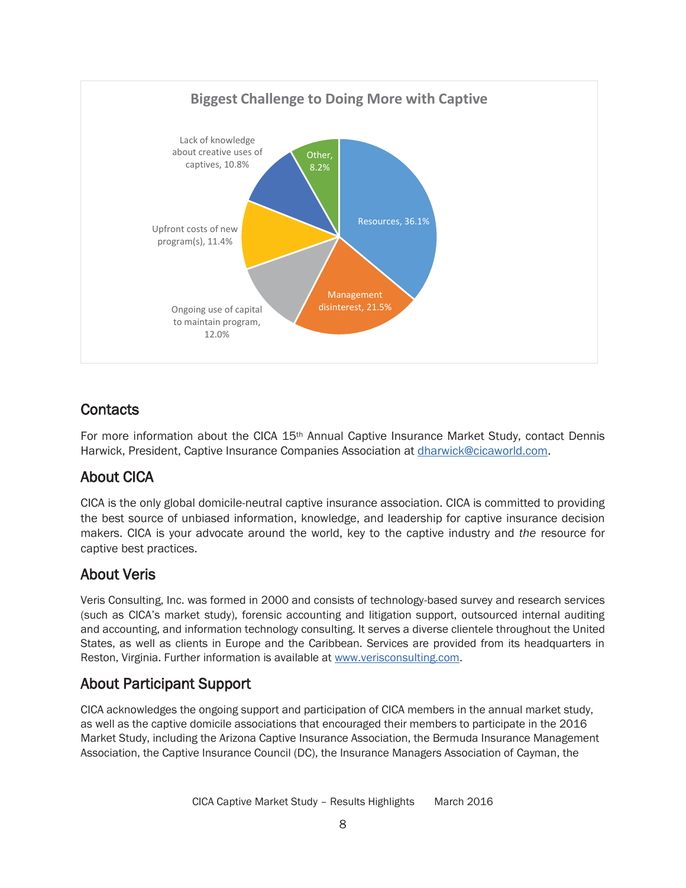**Biggest Challenge to Doing More with Captive**

| Challenge | Percentage |
| --- | --- |
| Resources | 36.1% |
| Management disinterest | 21.5% |
| Ongoing use of capital to maintain program | 12.0% |
| Upfront costs of new program(s) | 11.4% |
| Lack of knowledge about creative uses of captives | 10.8% |
| Other | 8.2% |

## Contacts

For more information about the CICA 15th Annual Captive Insurance Market Study, contact Dennis Harwick, President, Captive Insurance Companies Association at dharwick@cicaworld.com.

## About CICA

CICA is the only global domicile-neutral captive insurance association. CICA is committed to providing the best source of unbiased information, knowledge, and leadership for captive insurance decision makers. CICA is your advocate around the world, key to the captive industry and *the* resource for captive best practices.

## About Veris

Veris Consulting, Inc. was formed in 2000 and consists of technology-based survey and research services (such as CICA's market study), forensic accounting and litigation support, outsourced internal auditing and accounting, and information technology consulting. It serves a diverse clientele throughout the United States, as well as clients in Europe and the Caribbean. Services are provided from its headquarters in Reston, Virginia. Further information is available at www.verisconsulting.com.

## About Participant Support

CICA acknowledges the ongoing support and participation of CICA members in the annual market study, as well as the captive domicile associations that encouraged their members to participate in the 2016 Market Study, including the Arizona Captive Insurance Association, the Bermuda Insurance Management Association, the Captive Insurance Council (DC), the Insurance Managers Association of Cayman, the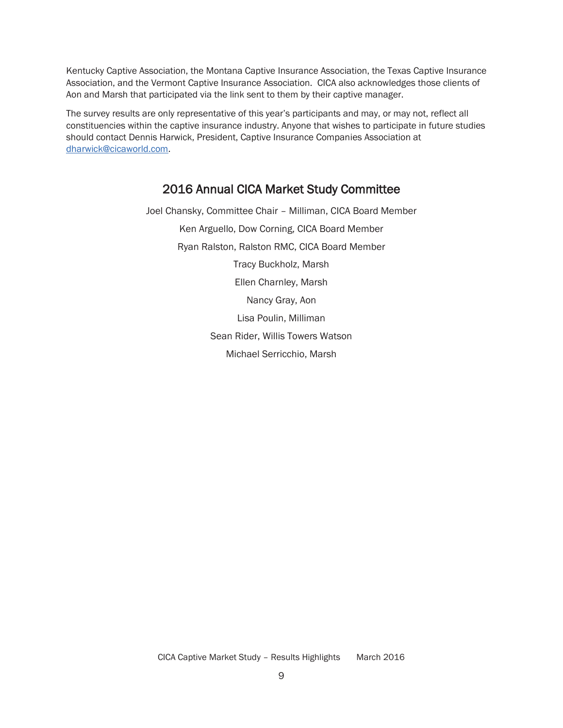Kentucky Captive Association, the Montana Captive Insurance Association, the Texas Captive Insurance Association, and the Vermont Captive Insurance Association. CICA also acknowledges those clients of Aon and Marsh that participated via the link sent to them by their captive manager.

The survey results are only representative of this year's participants and may, or may not, reflect all constituencies within the captive insurance industry. Anyone that wishes to participate in future studies should contact Dennis Harwick, President, Captive Insurance Companies Association at dharwick@cicaworld.com.

## 2016 Annual CICA Market Study Committee

Joel Chansky, Committee Chair – Milliman, CICA Board Member

Ken Arguello, Dow Corning, CICA Board Member

Ryan Ralston, Ralston RMC, CICA Board Member

Tracy Buckholz, Marsh

Ellen Charnley, Marsh

Nancy Gray, Aon

Lisa Poulin, Milliman

Sean Rider, Willis Towers Watson

Michael Serricchio, Marsh